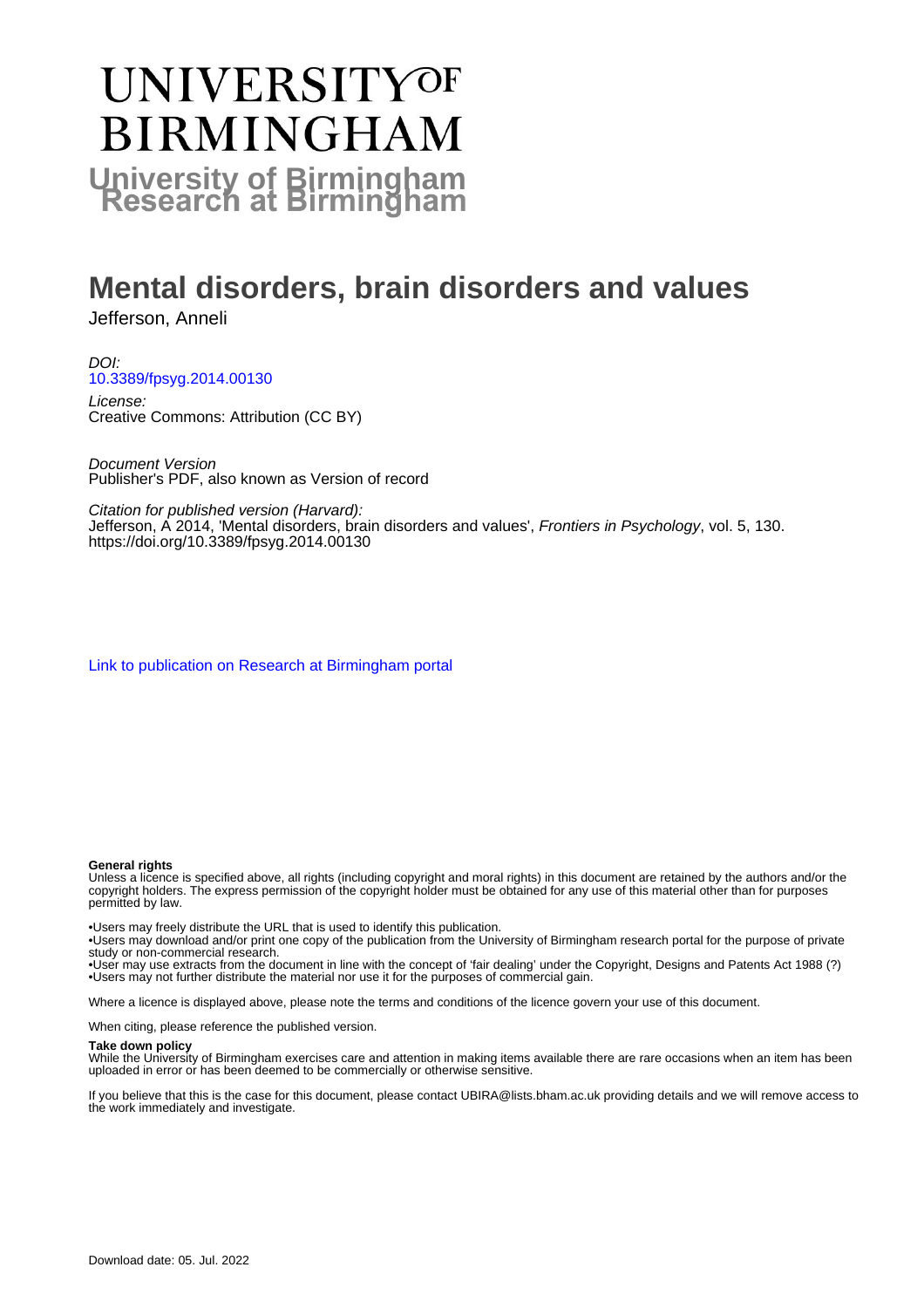# UNIVERSITY OF BIRMINGHAM

**University of Birmingham Research at Birmingham**

# Mental disorders, brain disorders and values

Jefferson, Anneli

*DOI:*
10.3389/fpsyg.2014.00130

*License:*
Creative Commons: Attribution (CC BY)

*Document Version*
Publisher's PDF, also known as Version of record

*Citation for published version (Harvard):*
Jefferson, A 2014, 'Mental disorders, brain disorders and values', *Frontiers in Psychology*, vol. 5, 130. https://doi.org/10.3389/fpsyg.2014.00130

Link to publication on Research at Birmingham portal

**General rights**
Unless a licence is specified above, all rights (including copyright and moral rights) in this document are retained by the authors and/or the copyright holders. The express permission of the copyright holder must be obtained for any use of this material other than for purposes permitted by law.

•Users may freely distribute the URL that is used to identify this publication.
•Users may download and/or print one copy of the publication from the University of Birmingham research portal for the purpose of private study or non-commercial research.
•User may use extracts from the document in line with the concept of 'fair dealing' under the Copyright, Designs and Patents Act 1988 (?)
•Users may not further distribute the material nor use it for the purposes of commercial gain.

Where a licence is displayed above, please note the terms and conditions of the licence govern your use of this document.

When citing, please reference the published version.

**Take down policy**
While the University of Birmingham exercises care and attention in making items available there are rare occasions when an item has been uploaded in error or has been deemed to be commercially or otherwise sensitive.

If you believe that this is the case for this document, please contact UBIRA@lists.bham.ac.uk providing details and we will remove access to the work immediately and investigate.

Download date: 05. Jul. 2022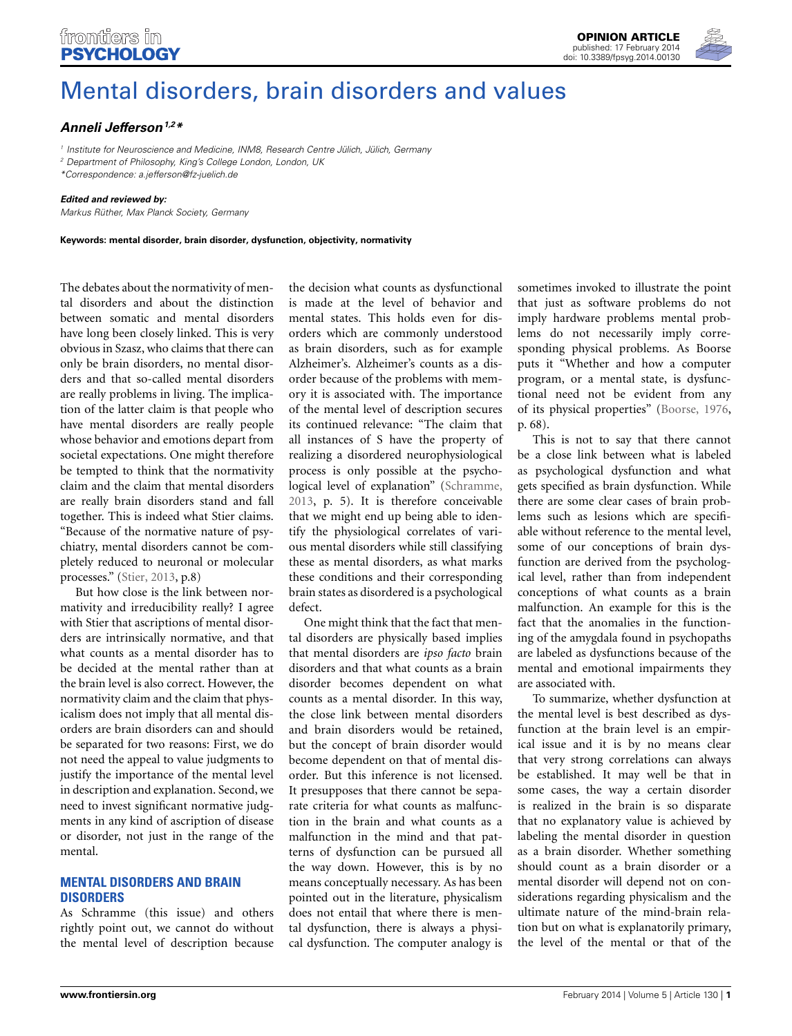# Mental disorders, brain disorders and values

***Anneli Jefferson*[1,2]*\****

[1] *Institute for Neuroscience and Medicine, INM8, Research Centre Jülich, Jülich, Germany*
[2] *Department of Philosophy, King's College London, London, UK*
*\*Correspondence: a.jefferson@fz-juelich.de*

***Edited and reviewed by:***
*Markus Rüther, Max Planck Society, Germany*

**Keywords: mental disorder, brain disorder, dysfunction, objectivity, normativity**

The debates about the normativity of mental disorders and about the distinction between somatic and mental disorders have long been closely linked. This is very obvious in Szasz, who claims that there can only be brain disorders, no mental disorders and that so-called mental disorders are really problems in living. The implication of the latter claim is that people who have mental disorders are really people whose behavior and emotions depart from societal expectations. One might therefore be tempted to think that the normativity claim and the claim that mental disorders are really brain disorders stand and fall together. This is indeed what Stier claims. "Because of the normative nature of psychiatry, mental disorders cannot be completely reduced to neuronal or molecular processes." (Stier, 2013, p.8)

But how close is the link between normativity and irreducibility really? I agree with Stier that ascriptions of mental disorders are intrinsically normative, and that what counts as a mental disorder has to be decided at the mental rather than at the brain level is also correct. However, the normativity claim and the claim that physicalism does not imply that all mental disorders are brain disorders can and should be separated for two reasons: First, we do not need the appeal to value judgments to justify the importance of the mental level in description and explanation. Second, we need to invest significant normative judgments in any kind of ascription of disease or disorder, not just in the range of the mental.

## MENTAL DISORDERS AND BRAIN DISORDERS

As Schramme (this issue) and others rightly point out, we cannot do without the mental level of description because the decision what counts as dysfunctional is made at the level of behavior and mental states. This holds even for disorders which are commonly understood as brain disorders, such as for example Alzheimer's. Alzheimer's counts as a disorder because of the problems with memory it is associated with. The importance of the mental level of description secures its continued relevance: "The claim that all instances of S have the property of realizing a disordered neurophysiological process is only possible at the psychological level of explanation" (Schramme, 2013, p. 5). It is therefore conceivable that we might end up being able to identify the physiological correlates of various mental disorders while still classifying these as mental disorders, as what marks these conditions and their corresponding brain states as disordered is a psychological defect.

One might think that the fact that mental disorders are physically based implies that mental disorders are *ipso facto* brain disorders and that what counts as a brain disorder becomes dependent on what counts as a mental disorder. In this way, the close link between mental disorders and brain disorders would be retained, but the concept of brain disorder would become dependent on that of mental disorder. But this inference is not licensed. It presupposes that there cannot be separate criteria for what counts as malfunction in the brain and what counts as a malfunction in the mind and that patterns of dysfunction can be pursued all the way down. However, this is by no means conceptually necessary. As has been pointed out in the literature, physicalism does not entail that where there is mental dysfunction, there is always a physical dysfunction. The computer analogy is sometimes invoked to illustrate the point that just as software problems do not imply hardware problems mental problems do not necessarily imply corresponding physical problems. As Boorse puts it "Whether and how a computer program, or a mental state, is dysfunctional need not be evident from any of its physical properties" (Boorse, 1976, p. 68).

This is not to say that there cannot be a close link between what is labeled as psychological dysfunction and what gets specified as brain dysfunction. While there are some clear cases of brain problems such as lesions which are specifiable without reference to the mental level, some of our conceptions of brain dysfunction are derived from the psychological level, rather than from independent conceptions of what counts as a brain malfunction. An example for this is the fact that the anomalies in the functioning of the amygdala found in psychopaths are labeled as dysfunctions because of the mental and emotional impairments they are associated with.

To summarize, whether dysfunction at the mental level is best described as dysfunction at the brain level is an empirical issue and it is by no means clear that very strong correlations can always be established. It may well be that in some cases, the way a certain disorder is realized in the brain is so disparate that no explanatory value is achieved by labeling the mental disorder in question as a brain disorder. Whether something should count as a brain disorder or a mental disorder will depend not on considerations regarding physicalism and the ultimate nature of the mind-brain relation but on what is explanatorily primary, the level of the mental or that of the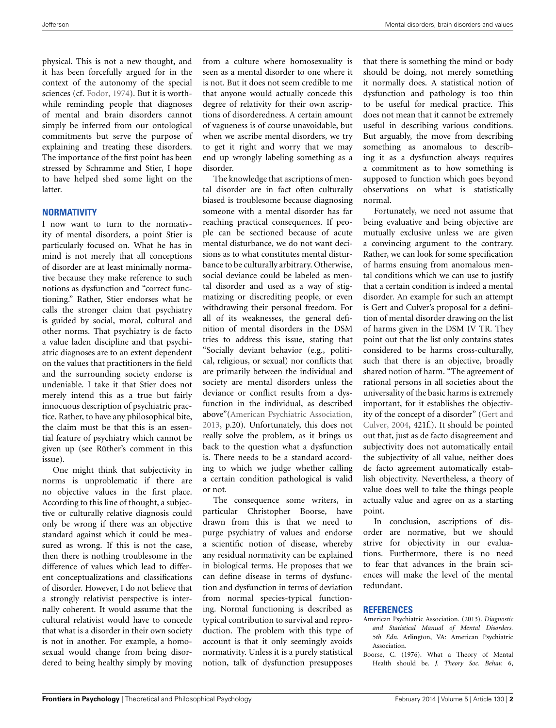physical. This is not a new thought, and it has been forcefully argued for in the context of the autonomy of the special sciences (cf. Fodor, 1974). But it is worthwhile reminding people that diagnoses of mental and brain disorders cannot simply be inferred from our ontological commitments but serve the purpose of explaining and treating these disorders. The importance of the first point has been stressed by Schramme and Stier, I hope to have helped shed some light on the latter.

## NORMATIVITY

I now want to turn to the normativity of mental disorders, a point Stier is particularly focused on. What he has in mind is not merely that all conceptions of disorder are at least minimally normative because they make reference to such notions as dysfunction and "correct functioning." Rather, Stier endorses what he calls the stronger claim that psychiatry is guided by social, moral, cultural and other norms. That psychiatry is de facto a value laden discipline and that psychiatric diagnoses are to an extent dependent on the values that practitioners in the field and the surrounding society endorse is undeniable. I take it that Stier does not merely intend this as a true but fairly innocuous description of psychiatric practice. Rather, to have any philosophical bite, the claim must be that this is an essential feature of psychiatry which cannot be given up (see Rüther's comment in this issue).

One might think that subjectivity in norms is unproblematic if there are no objective values in the first place. According to this line of thought, a subjective or culturally relative diagnosis could only be wrong if there was an objective standard against which it could be measured as wrong. If this is not the case, then there is nothing troublesome in the difference of values which lead to different conceptualizations and classifications of disorder. However, I do not believe that a strongly relativist perspective is internally coherent. It would assume that the cultural relativist would have to concede that what is a disorder in their own society is not in another. For example, a homosexual would change from being disordered to being healthy simply by moving from a culture where homosexuality is seen as a mental disorder to one where it is not. But it does not seem credible to me that anyone would actually concede this degree of relativity for their own ascriptions of disorderedness. A certain amount of vagueness is of course unavoidable, but when we ascribe mental disorders, we try to get it right and worry that we may end up wrongly labeling something as a disorder.

The knowledge that ascriptions of mental disorder are in fact often culturally biased is troublesome because diagnosing someone with a mental disorder has far reaching practical consequences. If people can be sectioned because of acute mental disturbance, we do not want decisions as to what constitutes mental disturbance to be culturally arbitrary. Otherwise, social deviance could be labeled as mental disorder and used as a way of stigmatizing or discrediting people, or even withdrawing their personal freedom. For all of its weaknesses, the general definition of mental disorders in the DSM tries to address this issue, stating that "Socially deviant behavior (e.g., political, religious, or sexual) nor conflicts that are primarily between the individual and society are mental disorders unless the deviance or conflict results from a dysfunction in the individual, as described above"(American Psychiatric Association, 2013, p.20). Unfortunately, this does not really solve the problem, as it brings us back to the question what a dysfunction is. There needs to be a standard according to which we judge whether calling a certain condition pathological is valid or not.

The consequence some writers, in particular Christopher Boorse, have drawn from this is that we need to purge psychiatry of values and endorse a scientific notion of disease, whereby any residual normativity can be explained in biological terms. He proposes that we can define disease in terms of dysfunction and dysfunction in terms of deviation from normal species-typical functioning. Normal functioning is described as typical contribution to survival and reproduction. The problem with this type of account is that it only seemingly avoids normativity. Unless it is a purely statistical notion, talk of dysfunction presupposes that there is something the mind or body should be doing, not merely something it normally does. A statistical notion of dysfunction and pathology is too thin to be useful for medical practice. This does not mean that it cannot be extremely useful in describing various conditions. But arguably, the move from describing something as anomalous to describing it as a dysfunction always requires a commitment as to how something is supposed to function which goes beyond observations on what is statistically normal.

Fortunately, we need not assume that being evaluative and being objective are mutually exclusive unless we are given a convincing argument to the contrary. Rather, we can look for some specification of harms ensuing from anomalous mental conditions which we can use to justify that a certain condition is indeed a mental disorder. An example for such an attempt is Gert and Culver's proposal for a definition of mental disorder drawing on the list of harms given in the DSM IV TR. They point out that the list only contains states considered to be harms cross-culturally, such that there is an objective, broadly shared notion of harm. "The agreement of rational persons in all societies about the universality of the basic harms is extremely important, for it establishes the objectivity of the concept of a disorder" (Gert and Culver, 2004, 421f.). It should be pointed out that, just as de facto disagreement and subjectivity does not automatically entail the subjectivity of all value, neither does de facto agreement automatically establish objectivity. Nevertheless, a theory of value does well to take the things people actually value and agree on as a starting point.

In conclusion, ascriptions of disorder are normative, but we should strive for objectivity in our evaluations. Furthermore, there is no need to fear that advances in the brain sciences will make the level of the mental redundant.

## REFERENCES

American Psychiatric Association. (2013). *Diagnostic and Statistical Manual of Mental Disorders. 5th Edn.* Arlington, VA: American Psychiatric Association.

Boorse, C. (1976). What a Theory of Mental Health should be. *J. Theory Soc. Behav.* 6,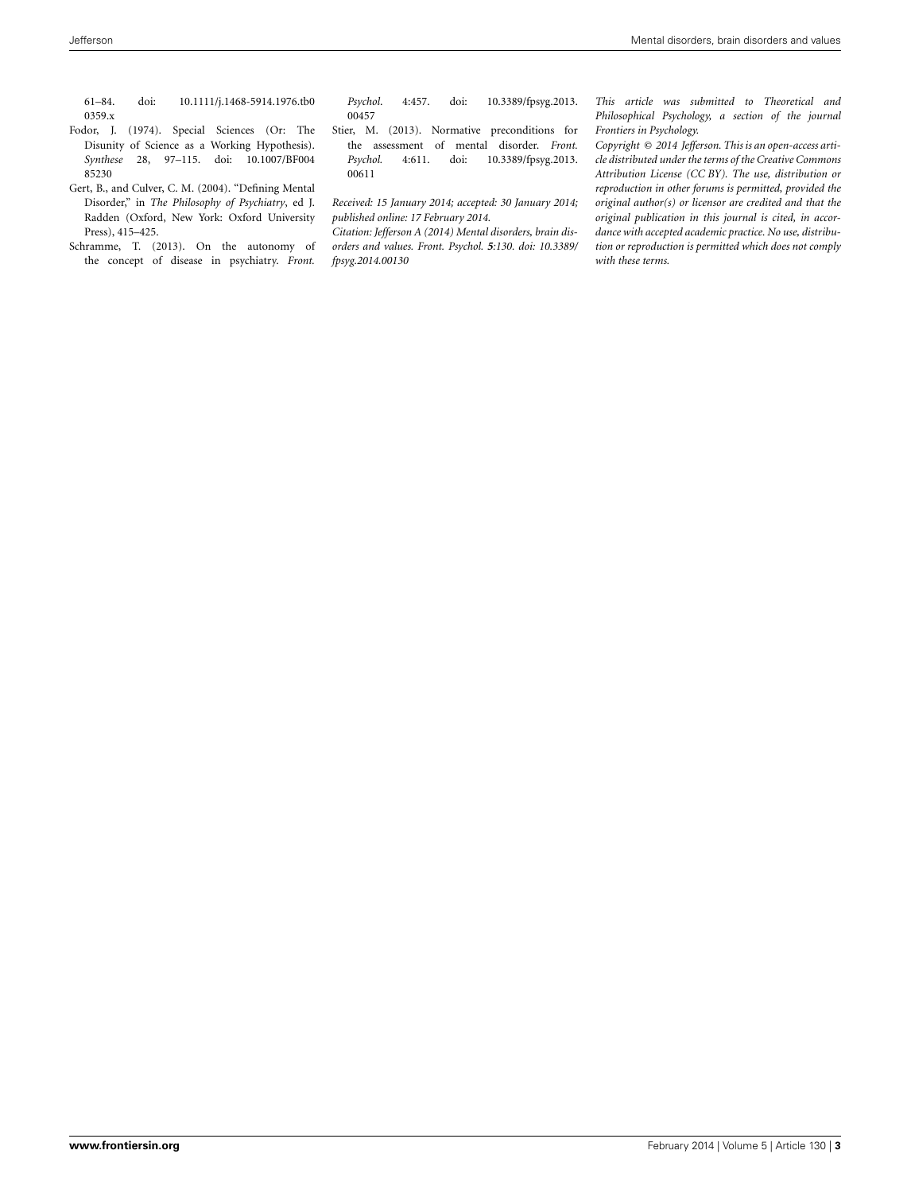61–84. doi: 10.1111/j.1468-5914.1976.tb00359.x

Fodor, J. (1974). Special Sciences (Or: The Disunity of Science as a Working Hypothesis). *Synthese* 28, 97–115. doi: 10.1007/BF00485230

Gert, B., and Culver, C. M. (2004). "Defining Mental Disorder," in *The Philosophy of Psychiatry*, ed J. Radden (Oxford, New York: Oxford University Press), 415–425.

Schramme, T. (2013). On the autonomy of the concept of disease in psychiatry. *Front. Psychol*. 4:457. doi: 10.3389/fpsyg.2013.00457

Stier, M. (2013). Normative preconditions for the assessment of mental disorder. *Front. Psychol.* 4:611. doi: 10.3389/fpsyg.2013.00611

*Received: 15 January 2014; accepted: 30 January 2014; published online: 17 February 2014.*

*Citation: Jefferson A (2014) Mental disorders, brain disorders and values. Front. Psychol.* ***5****:130. doi: 10.3389/fpsyg.2014.00130*

*This article was submitted to Theoretical and Philosophical Psychology, a section of the journal Frontiers in Psychology.*

*Copyright © 2014 Jefferson. This is an open-access article distributed under the terms of the Creative Commons Attribution License (CC BY). The use, distribution or reproduction in other forums is permitted, provided the original author(s) or licensor are credited and that the original publication in this journal is cited, in accordance with accepted academic practice. No use, distribution or reproduction is permitted which does not comply with these terms.*